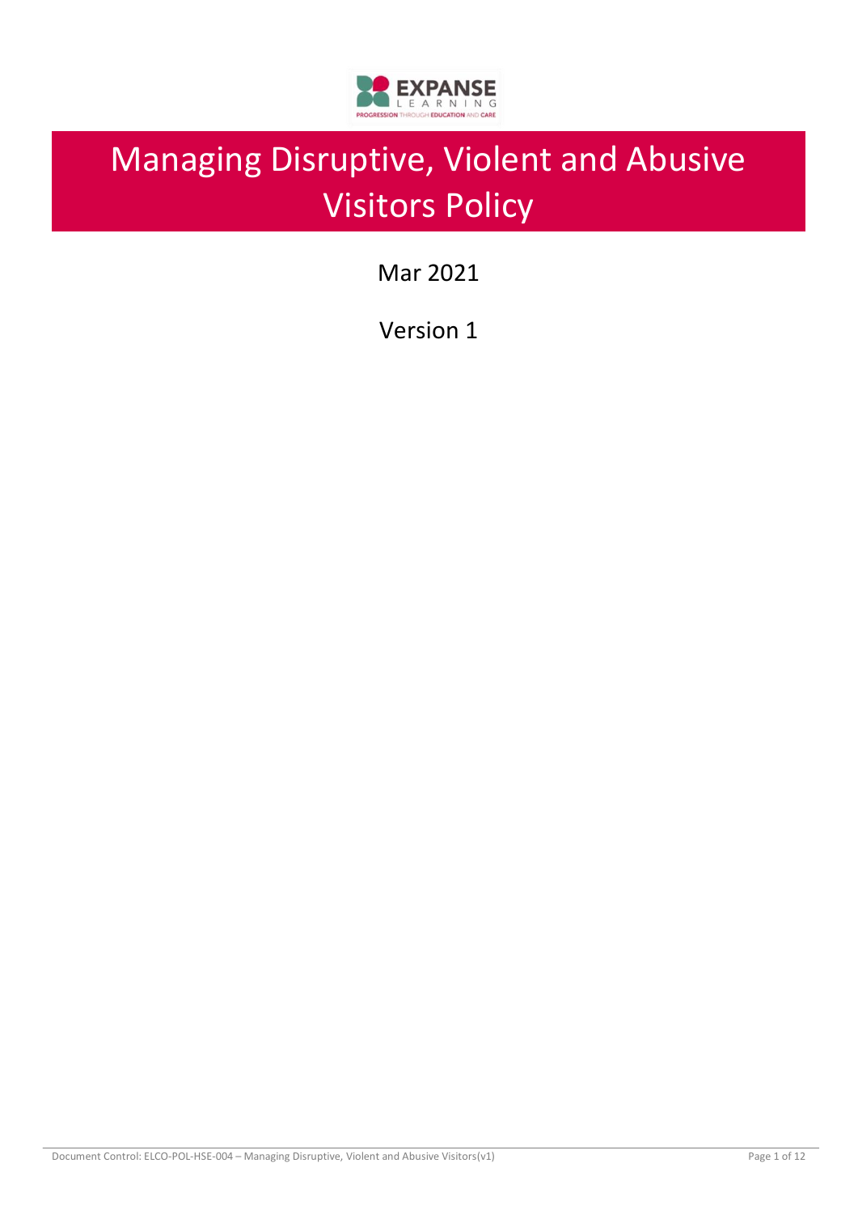# Managing Disruptive, Violent and Abusive Visitors Policy

Mar 2021

Version 1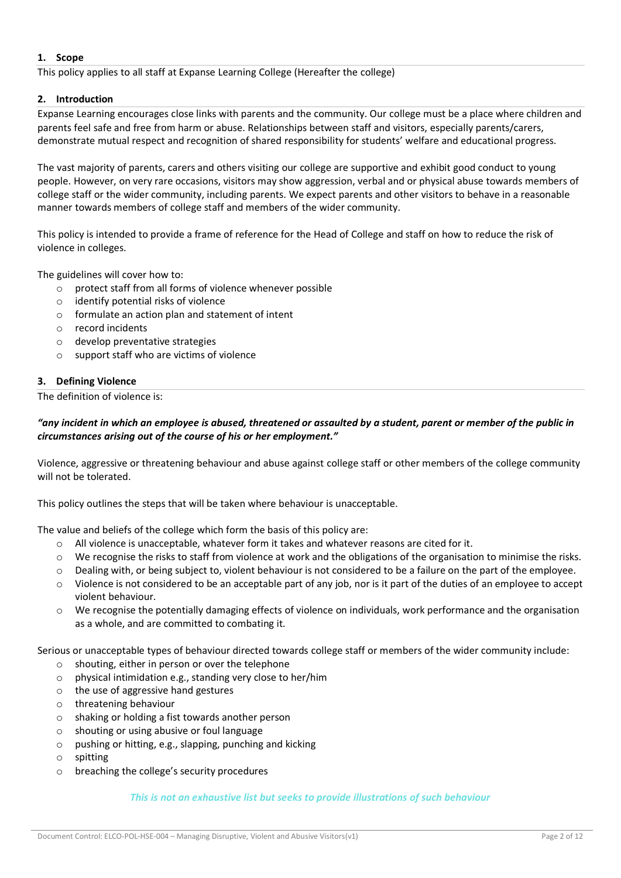## 1. Scope

This policy applies to all staff at Expanse Learning College (Hereafter the college)

## 2. Introduction

Expanse Learning encourages close links with parents and the community. Our college must be a place where children and parents feel safe and free from harm or abuse. Relationships between staff and visitors, especially parents/carers, demonstrate mutual respect and recognition of shared responsibility for students' welfare and educational progress.

The vast majority of parents, carers and others visiting our college are supportive and exhibit good conduct to young people. However, on very rare occasions, visitors may show aggression, verbal and or physical abuse towards members of college staff or the wider community, including parents. We expect parents and other visitors to behave in a reasonable manner towards members of college staff and members of the wider community.

This policy is intended to provide a frame of reference for the Head of College and staff on how to reduce the risk of violence in colleges.

The guidelines will cover how to:

- protect staff from all forms of violence whenever possible
- identify potential risks of violence
- formulate an action plan and statement of intent
- record incidents
- develop preventative strategies
- support staff who are victims of violence

## 3. Defining Violence

The definition of violence is:

***"any incident in which an employee is abused, threatened or assaulted by a student, parent or member of the public in circumstances arising out of the course of his or her employment."***

Violence, aggressive or threatening behaviour and abuse against college staff or other members of the college community will not be tolerated.

This policy outlines the steps that will be taken where behaviour is unacceptable.

The value and beliefs of the college which form the basis of this policy are:

- All violence is unacceptable, whatever form it takes and whatever reasons are cited for it.
- We recognise the risks to staff from violence at work and the obligations of the organisation to minimise the risks.
- Dealing with, or being subject to, violent behaviour is not considered to be a failure on the part of the employee.
- Violence is not considered to be an acceptable part of any job, nor is it part of the duties of an employee to accept violent behaviour.
- We recognise the potentially damaging effects of violence on individuals, work performance and the organisation as a whole, and are committed to combating it.

Serious or unacceptable types of behaviour directed towards college staff or members of the wider community include:

- shouting, either in person or over the telephone
- physical intimidation e.g., standing very close to her/him
- the use of aggressive hand gestures
- threatening behaviour
- shaking or holding a fist towards another person
- shouting or using abusive or foul language
- pushing or hitting, e.g., slapping, punching and kicking
- spitting
- breaching the college's security procedures

***This is not an exhaustive list but seeks to provide illustrations of such behaviour***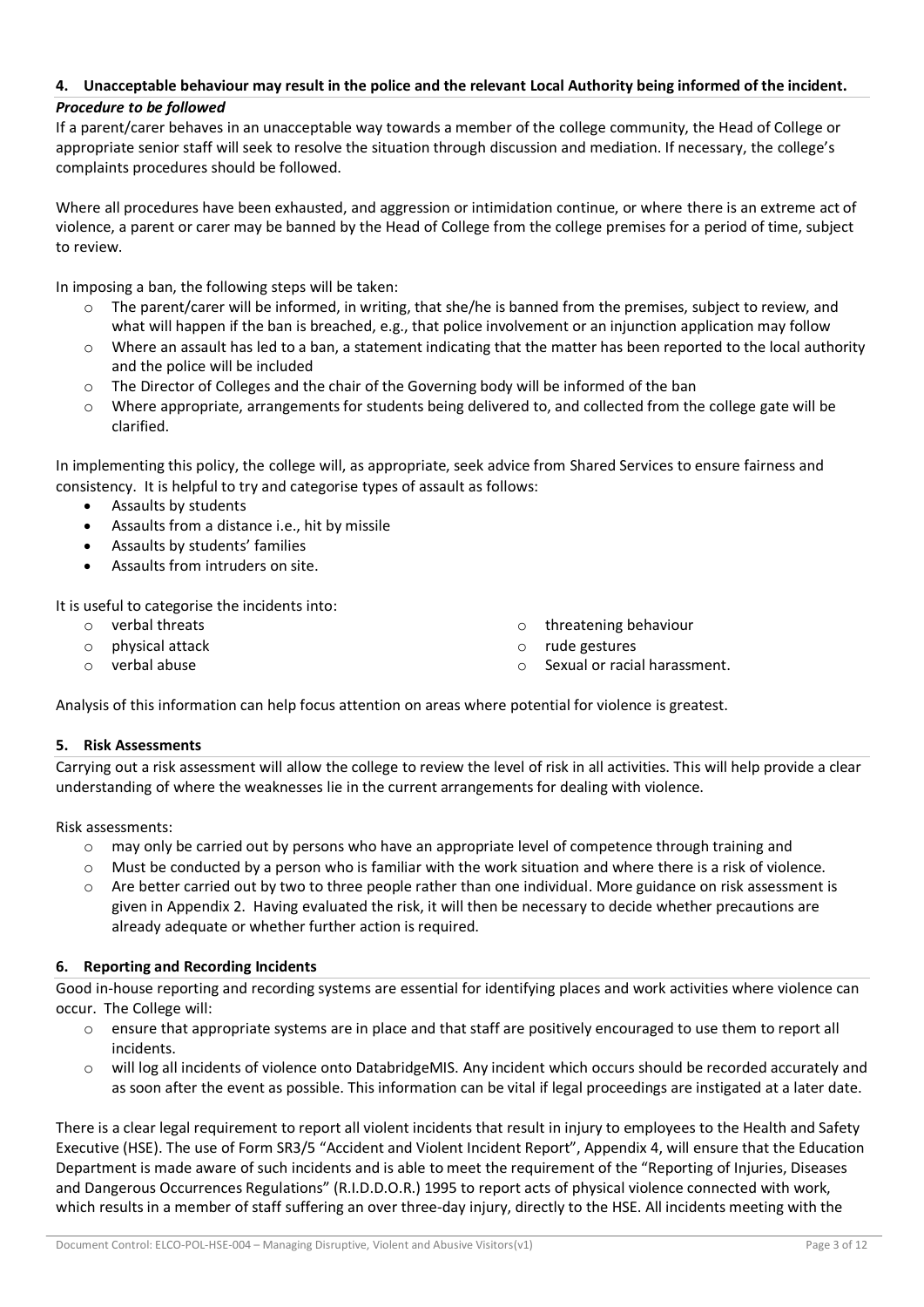## 4. Unacceptable behaviour may result in the police and the relevant Local Authority being informed of the incident.

***Procedure to be followed***

If a parent/carer behaves in an unacceptable way towards a member of the college community, the Head of College or appropriate senior staff will seek to resolve the situation through discussion and mediation. If necessary, the college's complaints procedures should be followed.

Where all procedures have been exhausted, and aggression or intimidation continue, or where there is an extreme act of violence, a parent or carer may be banned by the Head of College from the college premises for a period of time, subject to review.

In imposing a ban, the following steps will be taken:

- The parent/carer will be informed, in writing, that she/he is banned from the premises, subject to review, and what will happen if the ban is breached, e.g., that police involvement or an injunction application may follow
- Where an assault has led to a ban, a statement indicating that the matter has been reported to the local authority and the police will be included
- The Director of Colleges and the chair of the Governing body will be informed of the ban
- Where appropriate, arrangements for students being delivered to, and collected from the college gate will be clarified.

In implementing this policy, the college will, as appropriate, seek advice from Shared Services to ensure fairness and consistency. It is helpful to try and categorise types of assault as follows:

- Assaults by students
- Assaults from a distance i.e., hit by missile
- Assaults by students' families
- Assaults from intruders on site.

It is useful to categorise the incidents into:

- verbal threats
- physical attack
- verbal abuse
- threatening behaviour
- rude gestures
- Sexual or racial harassment.

Analysis of this information can help focus attention on areas where potential for violence is greatest.

## 5. Risk Assessments

Carrying out a risk assessment will allow the college to review the level of risk in all activities. This will help provide a clear understanding of where the weaknesses lie in the current arrangements for dealing with violence.

Risk assessments:

- may only be carried out by persons who have an appropriate level of competence through training and
- Must be conducted by a person who is familiar with the work situation and where there is a risk of violence.
- Are better carried out by two to three people rather than one individual. More guidance on risk assessment is given in Appendix 2. Having evaluated the risk, it will then be necessary to decide whether precautions are already adequate or whether further action is required.

## 6. Reporting and Recording Incidents

Good in-house reporting and recording systems are essential for identifying places and work activities where violence can occur. The College will:

- ensure that appropriate systems are in place and that staff are positively encouraged to use them to report all incidents.
- will log all incidents of violence onto DatabridgeMIS. Any incident which occurs should be recorded accurately and as soon after the event as possible. This information can be vital if legal proceedings are instigated at a later date.

There is a clear legal requirement to report all violent incidents that result in injury to employees to the Health and Safety Executive (HSE). The use of Form SR3/5 "Accident and Violent Incident Report", Appendix 4, will ensure that the Education Department is made aware of such incidents and is able to meet the requirement of the "Reporting of Injuries, Diseases and Dangerous Occurrences Regulations" (R.I.D.D.O.R.) 1995 to report acts of physical violence connected with work, which results in a member of staff suffering an over three-day injury, directly to the HSE. All incidents meeting with the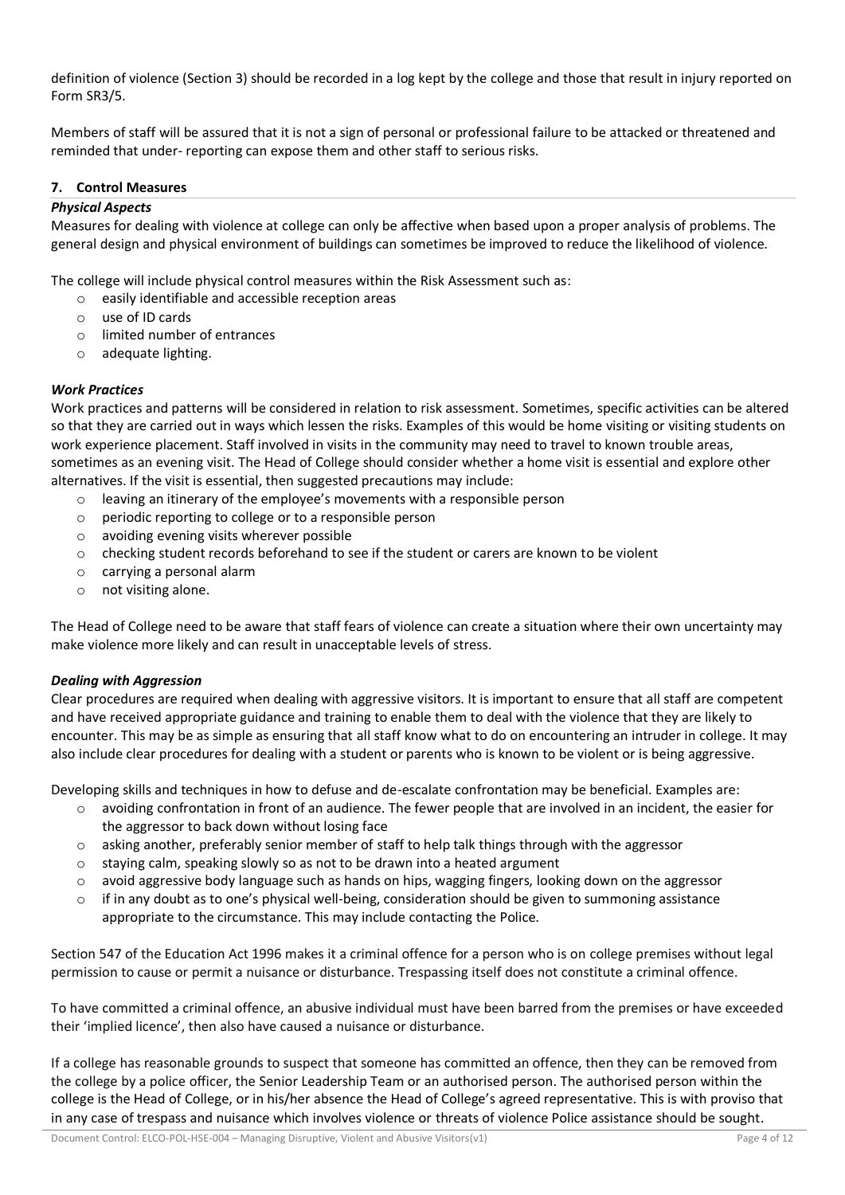definition of violence (Section 3) should be recorded in a log kept by the college and those that result in injury reported on Form SR3/5.

Members of staff will be assured that it is not a sign of personal or professional failure to be attacked or threatened and reminded that under- reporting can expose them and other staff to serious risks.

## 7. Control Measures

### *Physical Aspects*

Measures for dealing with violence at college can only be affective when based upon a proper analysis of problems. The general design and physical environment of buildings can sometimes be improved to reduce the likelihood of violence.

The college will include physical control measures within the Risk Assessment such as:

- easily identifiable and accessible reception areas
- use of ID cards
- limited number of entrances
- adequate lighting.

### *Work Practices*

Work practices and patterns will be considered in relation to risk assessment. Sometimes, specific activities can be altered so that they are carried out in ways which lessen the risks. Examples of this would be home visiting or visiting students on work experience placement. Staff involved in visits in the community may need to travel to known trouble areas, sometimes as an evening visit. The Head of College should consider whether a home visit is essential and explore other alternatives. If the visit is essential, then suggested precautions may include:

- leaving an itinerary of the employee's movements with a responsible person
- periodic reporting to college or to a responsible person
- avoiding evening visits wherever possible
- checking student records beforehand to see if the student or carers are known to be violent
- carrying a personal alarm
- not visiting alone.

The Head of College need to be aware that staff fears of violence can create a situation where their own uncertainty may make violence more likely and can result in unacceptable levels of stress.

### *Dealing with Aggression*

Clear procedures are required when dealing with aggressive visitors. It is important to ensure that all staff are competent and have received appropriate guidance and training to enable them to deal with the violence that they are likely to encounter. This may be as simple as ensuring that all staff know what to do on encountering an intruder in college. It may also include clear procedures for dealing with a student or parents who is known to be violent or is being aggressive.

Developing skills and techniques in how to defuse and de-escalate confrontation may be beneficial. Examples are:

- avoiding confrontation in front of an audience. The fewer people that are involved in an incident, the easier for the aggressor to back down without losing face
- asking another, preferably senior member of staff to help talk things through with the aggressor
- staying calm, speaking slowly so as not to be drawn into a heated argument
- avoid aggressive body language such as hands on hips, wagging fingers, looking down on the aggressor
- if in any doubt as to one's physical well-being, consideration should be given to summoning assistance appropriate to the circumstance. This may include contacting the Police.

Section 547 of the Education Act 1996 makes it a criminal offence for a person who is on college premises without legal permission to cause or permit a nuisance or disturbance. Trespassing itself does not constitute a criminal offence.

To have committed a criminal offence, an abusive individual must have been barred from the premises or have exceeded their 'implied licence', then also have caused a nuisance or disturbance.

If a college has reasonable grounds to suspect that someone has committed an offence, then they can be removed from the college by a police officer, the Senior Leadership Team or an authorised person. The authorised person within the college is the Head of College, or in his/her absence the Head of College's agreed representative. This is with proviso that in any case of trespass and nuisance which involves violence or threats of violence Police assistance should be sought.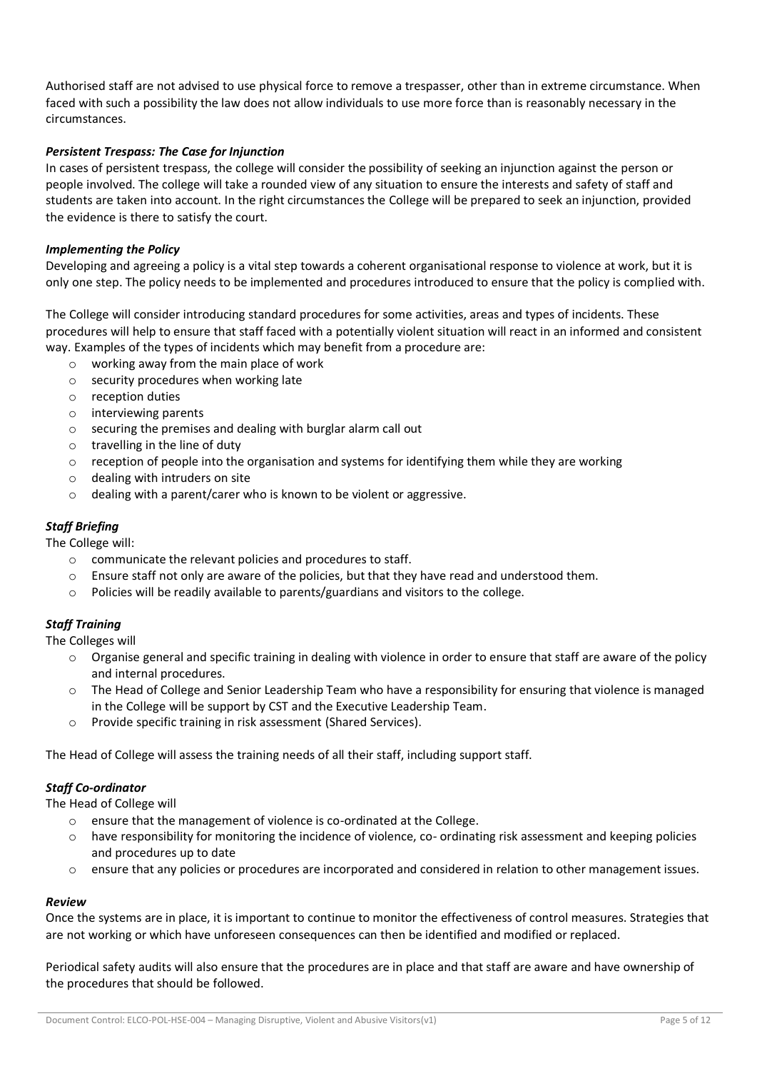Authorised staff are not advised to use physical force to remove a trespasser, other than in extreme circumstance. When faced with such a possibility the law does not allow individuals to use more force than is reasonably necessary in the circumstances.

### *Persistent Trespass: The Case for Injunction*

In cases of persistent trespass, the college will consider the possibility of seeking an injunction against the person or people involved. The college will take a rounded view of any situation to ensure the interests and safety of staff and students are taken into account. In the right circumstances the College will be prepared to seek an injunction, provided the evidence is there to satisfy the court.

### *Implementing the Policy*

Developing and agreeing a policy is a vital step towards a coherent organisational response to violence at work, but it is only one step. The policy needs to be implemented and procedures introduced to ensure that the policy is complied with.

The College will consider introducing standard procedures for some activities, areas and types of incidents. These procedures will help to ensure that staff faced with a potentially violent situation will react in an informed and consistent way. Examples of the types of incidents which may benefit from a procedure are:

- working away from the main place of work
- security procedures when working late
- reception duties
- interviewing parents
- securing the premises and dealing with burglar alarm call out
- travelling in the line of duty
- reception of people into the organisation and systems for identifying them while they are working
- dealing with intruders on site
- dealing with a parent/carer who is known to be violent or aggressive.

### *Staff Briefing*

The College will:

- communicate the relevant policies and procedures to staff.
- Ensure staff not only are aware of the policies, but that they have read and understood them.
- Policies will be readily available to parents/guardians and visitors to the college.

### *Staff Training*

The Colleges will

- Organise general and specific training in dealing with violence in order to ensure that staff are aware of the policy and internal procedures.
- The Head of College and Senior Leadership Team who have a responsibility for ensuring that violence is managed in the College will be support by CST and the Executive Leadership Team.
- Provide specific training in risk assessment (Shared Services).

The Head of College will assess the training needs of all their staff, including support staff.

### *Staff Co-ordinator*

The Head of College will

- ensure that the management of violence is co-ordinated at the College.
- have responsibility for monitoring the incidence of violence, co- ordinating risk assessment and keeping policies and procedures up to date
- ensure that any policies or procedures are incorporated and considered in relation to other management issues.

### *Review*

Once the systems are in place, it is important to continue to monitor the effectiveness of control measures. Strategies that are not working or which have unforeseen consequences can then be identified and modified or replaced.

Periodical safety audits will also ensure that the procedures are in place and that staff are aware and have ownership of the procedures that should be followed.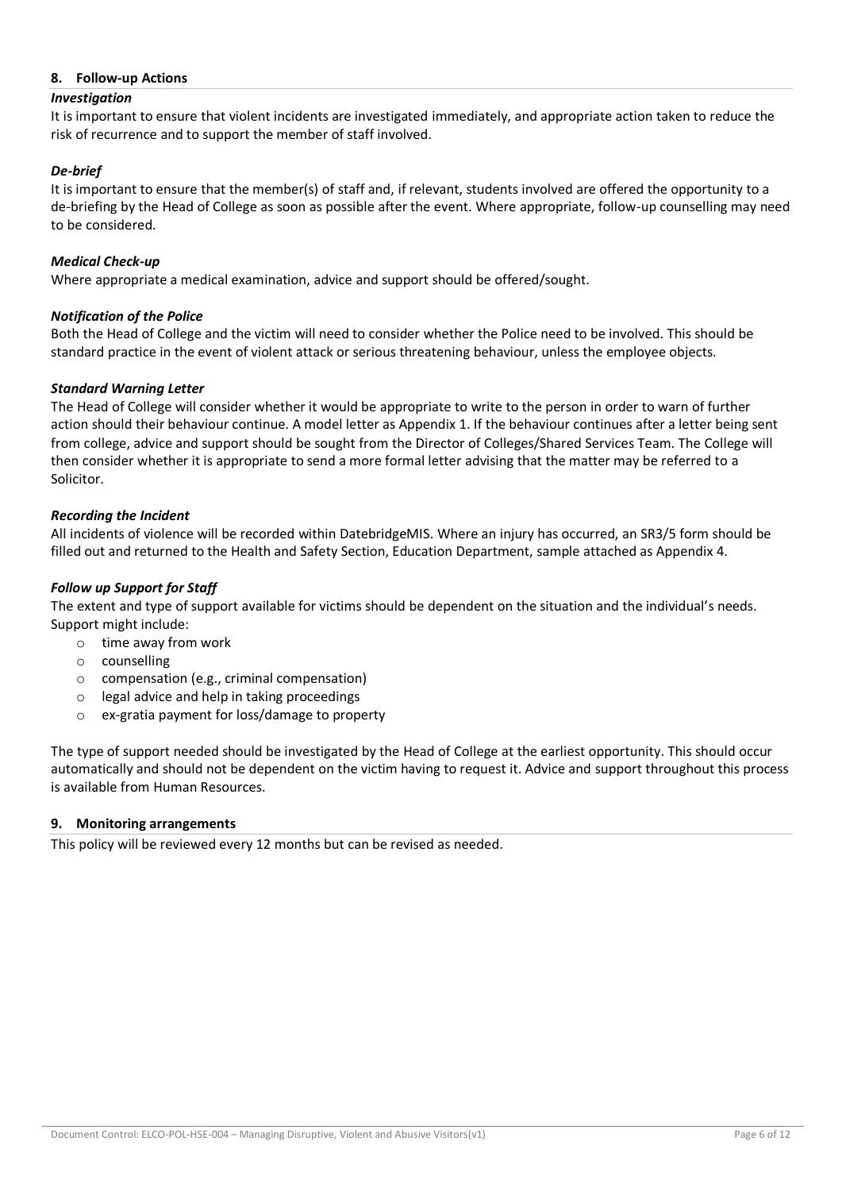## 8. Follow-up Actions

### *Investigation*

It is important to ensure that violent incidents are investigated immediately, and appropriate action taken to reduce the risk of recurrence and to support the member of staff involved.

### *De-brief*

It is important to ensure that the member(s) of staff and, if relevant, students involved are offered the opportunity to a de-briefing by the Head of College as soon as possible after the event. Where appropriate, follow-up counselling may need to be considered.

### *Medical Check-up*

Where appropriate a medical examination, advice and support should be offered/sought.

### *Notification of the Police*

Both the Head of College and the victim will need to consider whether the Police need to be involved. This should be standard practice in the event of violent attack or serious threatening behaviour, unless the employee objects.

### *Standard Warning Letter*

The Head of College will consider whether it would be appropriate to write to the person in order to warn of further action should their behaviour continue. A model letter as Appendix 1. If the behaviour continues after a letter being sent from college, advice and support should be sought from the Director of Colleges/Shared Services Team. The College will then consider whether it is appropriate to send a more formal letter advising that the matter may be referred to a Solicitor.

### *Recording the Incident*

All incidents of violence will be recorded within DatebridgeMIS. Where an injury has occurred, an SR3/5 form should be filled out and returned to the Health and Safety Section, Education Department, sample attached as Appendix 4.

### *Follow up Support for Staff*

The extent and type of support available for victims should be dependent on the situation and the individual's needs. Support might include:

- time away from work
- counselling
- compensation (e.g., criminal compensation)
- legal advice and help in taking proceedings
- ex-gratia payment for loss/damage to property

The type of support needed should be investigated by the Head of College at the earliest opportunity. This should occur automatically and should not be dependent on the victim having to request it. Advice and support throughout this process is available from Human Resources.

## 9. Monitoring arrangements

This policy will be reviewed every 12 months but can be revised as needed.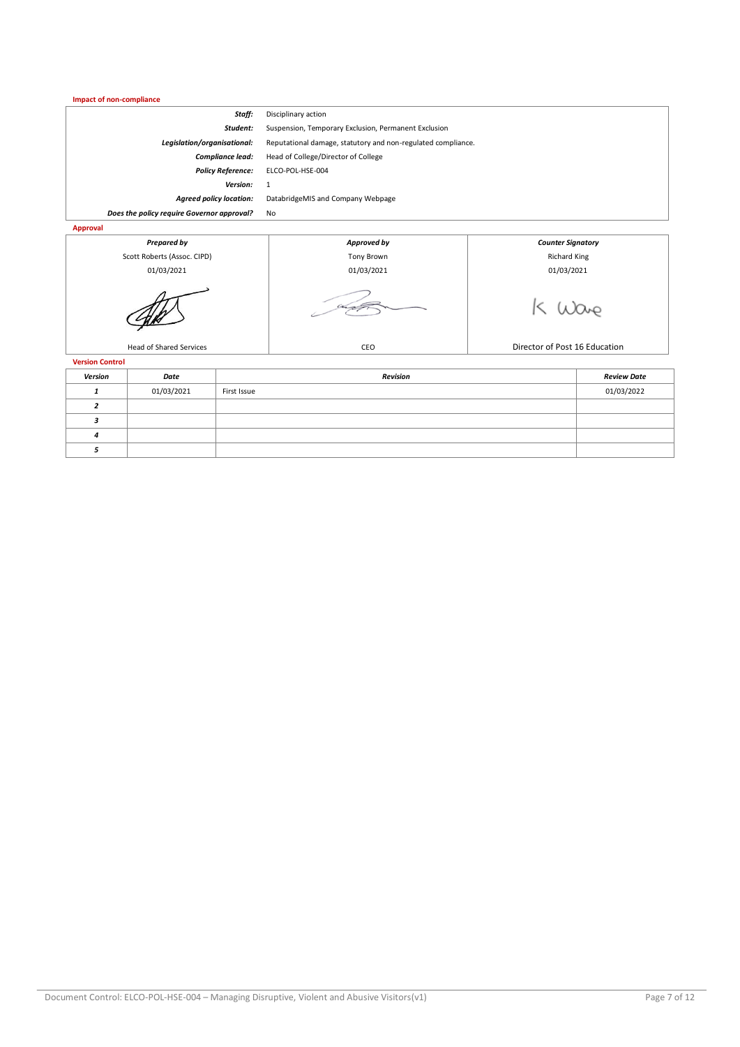**Impact of non-compliance**

| | |
|---|---|
| ***Staff:*** | Disciplinary action |
| ***Student:*** | Suspension, Temporary Exclusion, Permanent Exclusion |
| ***Legislation/organisational:*** | Reputational damage, statutory and non-regulated compliance. |
| ***Compliance lead:*** | Head of College/Director of College |
| ***Policy Reference:*** | ELCO-POL-HSE-004 |
| ***Version:*** | 1 |
| ***Agreed policy location:*** | DatabridgeMIS and Company Webpage |
| ***Does the policy require Governor approval?*** | No |

**Approval**

| *Prepared by* | *Approved by* | *Counter Signatory* |
|---|---|---|
| Scott Roberts (Assoc. CIPD) | Tony Brown | Richard King |
| 01/03/2021 | 01/03/2021 | 01/03/2021 |
| | | K Wave |
| Head of Shared Services | CEO | Director of Post 16 Education |

**Version Control**

| *Version* | *Date* | *Revision* | *Review Date* |
|---|---|---|---|
| *1* | 01/03/2021 | First Issue | 01/03/2022 |
| *2* | | | |
| *3* | | | |
| *4* | | | |
| *5* | | | |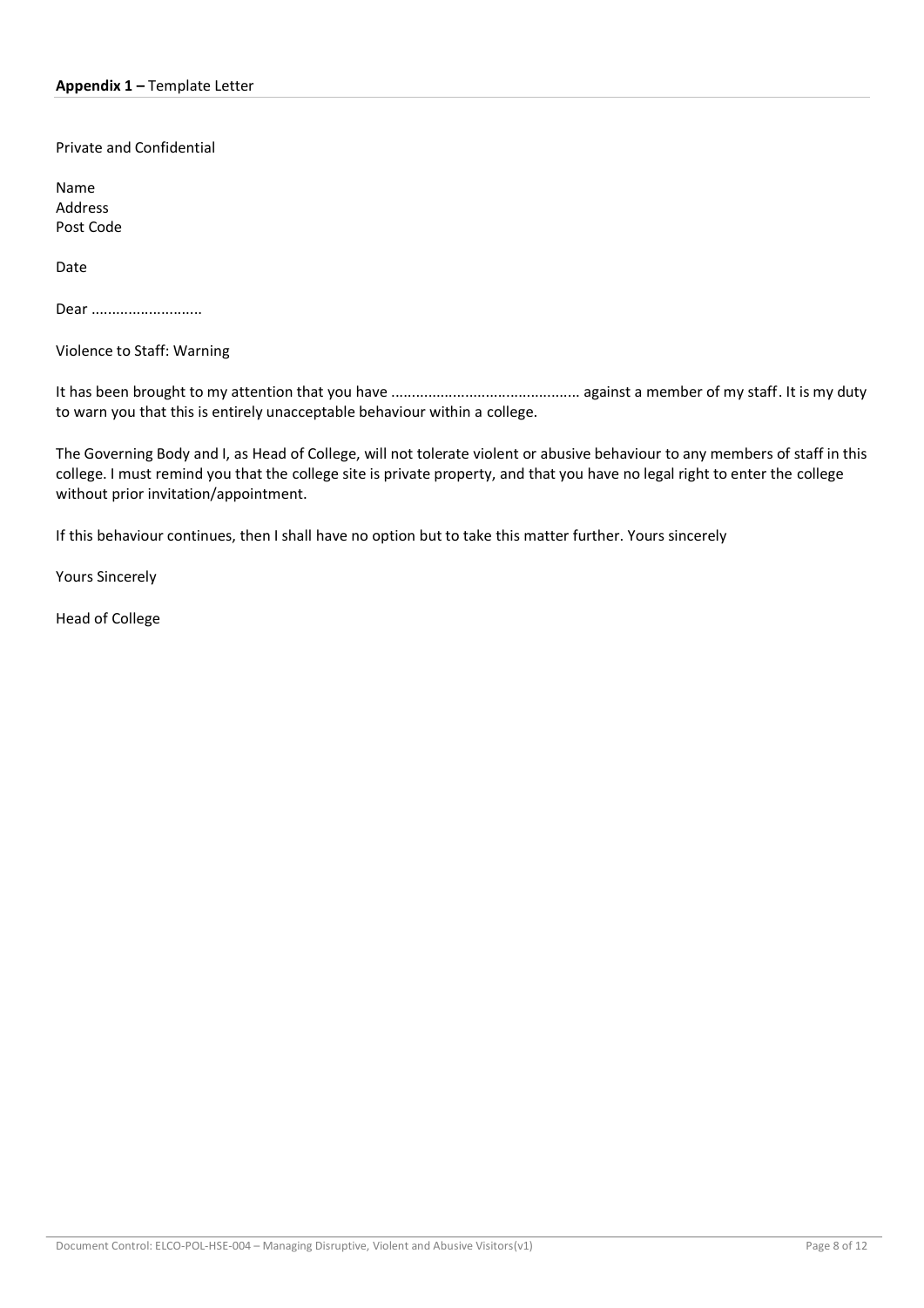**Appendix 1 –** Template Letter

Private and Confidential

Name
Address
Post Code

Date

Dear ...........................

Violence to Staff: Warning

It has been brought to my attention that you have ............................................. against a member of my staff. It is my duty to warn you that this is entirely unacceptable behaviour within a college.

The Governing Body and I, as Head of College, will not tolerate violent or abusive behaviour to any members of staff in this college. I must remind you that the college site is private property, and that you have no legal right to enter the college without prior invitation/appointment.

If this behaviour continues, then I shall have no option but to take this matter further. Yours sincerely

Yours Sincerely

Head of College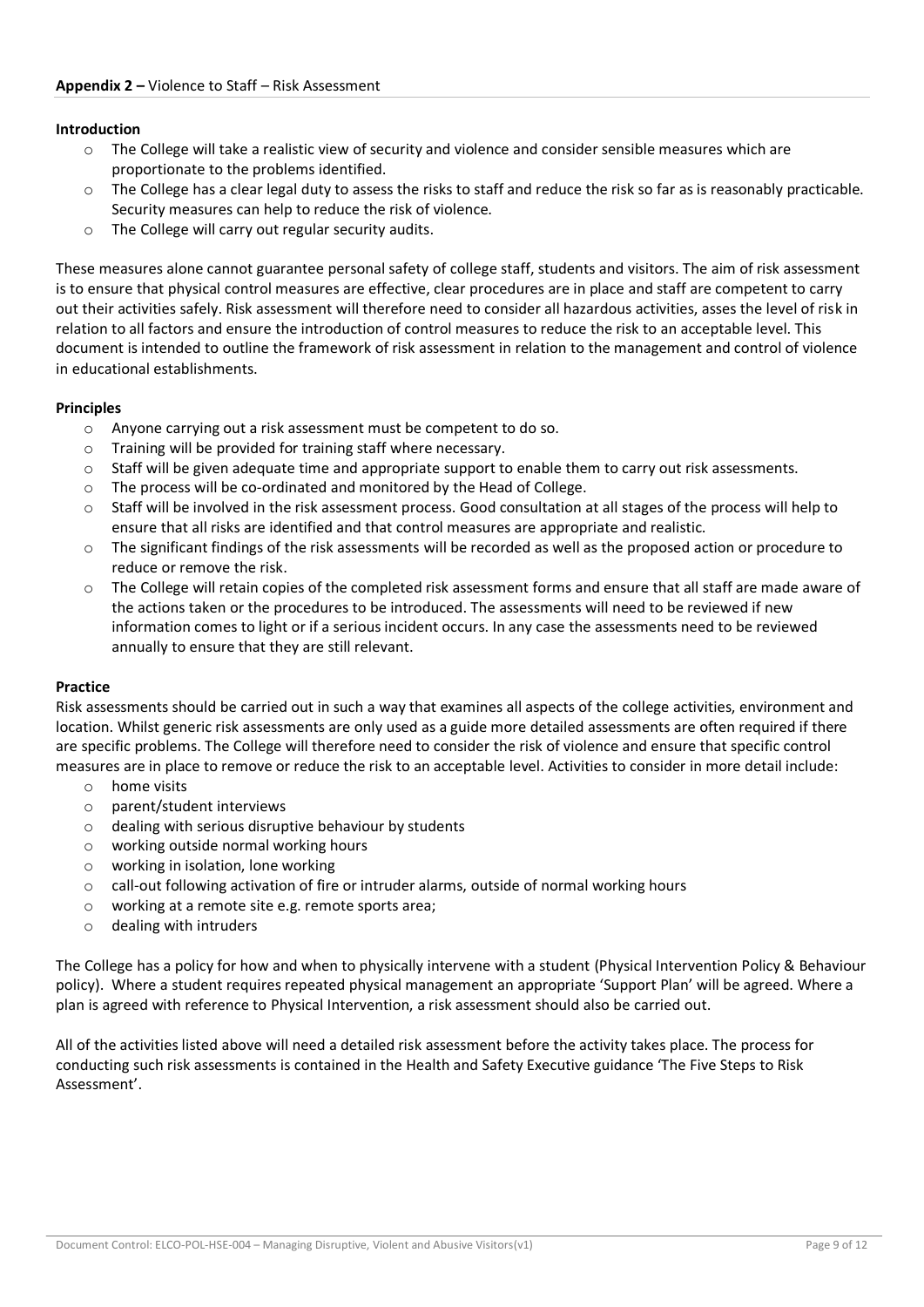**Appendix 2 –** Violence to Staff – Risk Assessment

**Introduction**

- The College will take a realistic view of security and violence and consider sensible measures which are proportionate to the problems identified.
- The College has a clear legal duty to assess the risks to staff and reduce the risk so far as is reasonably practicable. Security measures can help to reduce the risk of violence.
- The College will carry out regular security audits.

These measures alone cannot guarantee personal safety of college staff, students and visitors. The aim of risk assessment is to ensure that physical control measures are effective, clear procedures are in place and staff are competent to carry out their activities safely. Risk assessment will therefore need to consider all hazardous activities, asses the level of risk in relation to all factors and ensure the introduction of control measures to reduce the risk to an acceptable level. This document is intended to outline the framework of risk assessment in relation to the management and control of violence in educational establishments.

**Principles**

- Anyone carrying out a risk assessment must be competent to do so.
- Training will be provided for training staff where necessary.
- Staff will be given adequate time and appropriate support to enable them to carry out risk assessments.
- The process will be co-ordinated and monitored by the Head of College.
- Staff will be involved in the risk assessment process. Good consultation at all stages of the process will help to ensure that all risks are identified and that control measures are appropriate and realistic.
- The significant findings of the risk assessments will be recorded as well as the proposed action or procedure to reduce or remove the risk.
- The College will retain copies of the completed risk assessment forms and ensure that all staff are made aware of the actions taken or the procedures to be introduced. The assessments will need to be reviewed if new information comes to light or if a serious incident occurs. In any case the assessments need to be reviewed annually to ensure that they are still relevant.

**Practice**

Risk assessments should be carried out in such a way that examines all aspects of the college activities, environment and location. Whilst generic risk assessments are only used as a guide more detailed assessments are often required if there are specific problems. The College will therefore need to consider the risk of violence and ensure that specific control measures are in place to remove or reduce the risk to an acceptable level. Activities to consider in more detail include:

- home visits
- parent/student interviews
- dealing with serious disruptive behaviour by students
- working outside normal working hours
- working in isolation, lone working
- call-out following activation of fire or intruder alarms, outside of normal working hours
- working at a remote site e.g. remote sports area;
- dealing with intruders

The College has a policy for how and when to physically intervene with a student (Physical Intervention Policy & Behaviour policy). Where a student requires repeated physical management an appropriate 'Support Plan' will be agreed. Where a plan is agreed with reference to Physical Intervention, a risk assessment should also be carried out.

All of the activities listed above will need a detailed risk assessment before the activity takes place. The process for conducting such risk assessments is contained in the Health and Safety Executive guidance 'The Five Steps to Risk Assessment'.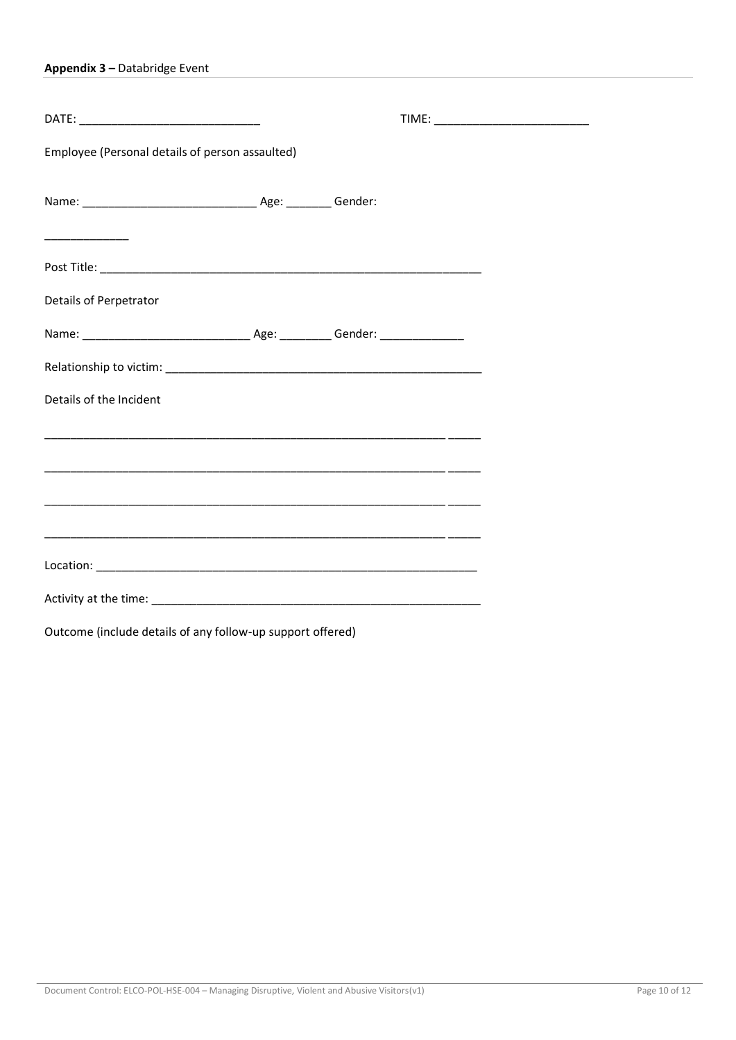**Appendix 3 –** Databridge Event

DATE: ___________________________ TIME: _______________________

Employee (Personal details of person assaulted)

Name: __________________________ Age: _______ Gender:

_____________

Post Title: ____________________________________________________________

Details of Perpetrator

Name: _________________________ Age: ________ Gender: _____________

Relationship to victim: __________________________________________________

Details of the Incident

_______________________________________________________________ _____

_______________________________________________________________ _____

_______________________________________________________________ _____

_______________________________________________________________ _____

Location: ___________________________________________________________

Activity at the time: ____________________________________________________

Outcome (include details of any follow-up support offered)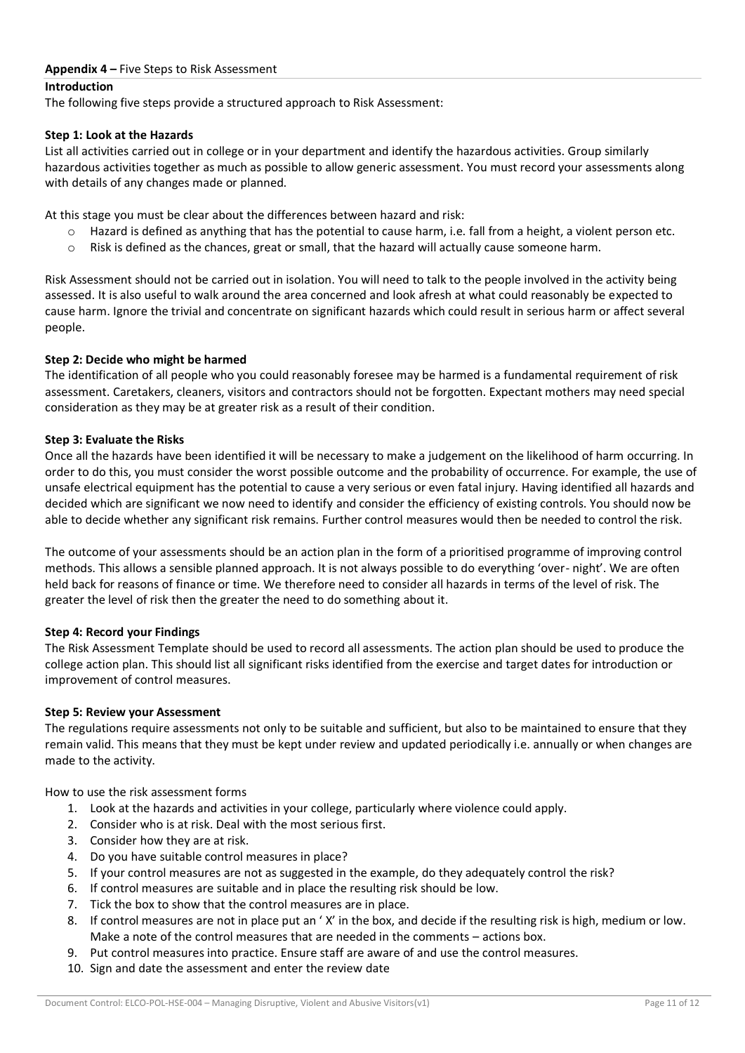**Appendix 4 –** Five Steps to Risk Assessment

**Introduction**

The following five steps provide a structured approach to Risk Assessment:

**Step 1: Look at the Hazards**

List all activities carried out in college or in your department and identify the hazardous activities. Group similarly hazardous activities together as much as possible to allow generic assessment. You must record your assessments along with details of any changes made or planned.

At this stage you must be clear about the differences between hazard and risk:

- Hazard is defined as anything that has the potential to cause harm, i.e. fall from a height, a violent person etc.
- Risk is defined as the chances, great or small, that the hazard will actually cause someone harm.

Risk Assessment should not be carried out in isolation. You will need to talk to the people involved in the activity being assessed. It is also useful to walk around the area concerned and look afresh at what could reasonably be expected to cause harm. Ignore the trivial and concentrate on significant hazards which could result in serious harm or affect several people.

**Step 2: Decide who might be harmed**

The identification of all people who you could reasonably foresee may be harmed is a fundamental requirement of risk assessment. Caretakers, cleaners, visitors and contractors should not be forgotten. Expectant mothers may need special consideration as they may be at greater risk as a result of their condition.

**Step 3: Evaluate the Risks**

Once all the hazards have been identified it will be necessary to make a judgement on the likelihood of harm occurring. In order to do this, you must consider the worst possible outcome and the probability of occurrence. For example, the use of unsafe electrical equipment has the potential to cause a very serious or even fatal injury. Having identified all hazards and decided which are significant we now need to identify and consider the efficiency of existing controls. You should now be able to decide whether any significant risk remains. Further control measures would then be needed to control the risk.

The outcome of your assessments should be an action plan in the form of a prioritised programme of improving control methods. This allows a sensible planned approach. It is not always possible to do everything 'over- night'. We are often held back for reasons of finance or time. We therefore need to consider all hazards in terms of the level of risk. The greater the level of risk then the greater the need to do something about it.

**Step 4: Record your Findings**

The Risk Assessment Template should be used to record all assessments. The action plan should be used to produce the college action plan. This should list all significant risks identified from the exercise and target dates for introduction or improvement of control measures.

**Step 5: Review your Assessment**

The regulations require assessments not only to be suitable and sufficient, but also to be maintained to ensure that they remain valid. This means that they must be kept under review and updated periodically i.e. annually or when changes are made to the activity.

How to use the risk assessment forms

1. Look at the hazards and activities in your college, particularly where violence could apply.
2. Consider who is at risk. Deal with the most serious first.
3. Consider how they are at risk.
4. Do you have suitable control measures in place?
5. If your control measures are not as suggested in the example, do they adequately control the risk?
6. If control measures are suitable and in place the resulting risk should be low.
7. Tick the box to show that the control measures are in place.
8. If control measures are not in place put an ' X' in the box, and decide if the resulting risk is high, medium or low. Make a note of the control measures that are needed in the comments – actions box.
9. Put control measures into practice. Ensure staff are aware of and use the control measures.
10. Sign and date the assessment and enter the review date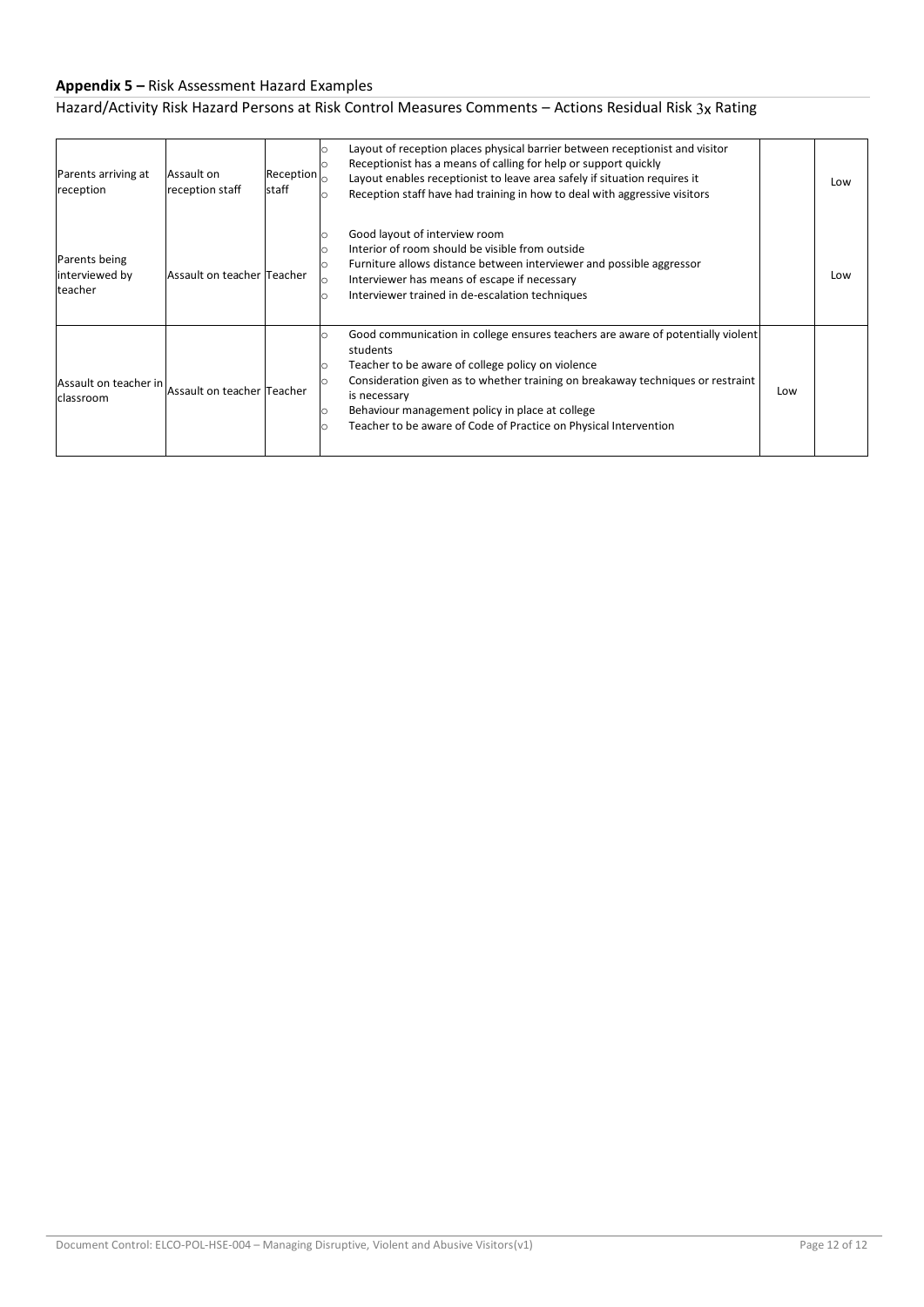**Appendix 5 –** Risk Assessment Hazard Examples

Hazard/Activity Risk Hazard Persons at Risk Control Measures Comments – Actions Residual Risk 3x Rating

| | | | | | |
|---|---|---|---|---|---|
| Parents arriving at reception | Assault on reception staff | Reception staff | ○ Layout of reception places physical barrier between receptionist and visitor<br>○ Receptionist has a means of calling for help or support quickly<br>○ Layout enables receptionist to leave area safely if situation requires it<br>○ Reception staff have had training in how to deal with aggressive visitors | | Low |
| Parents being interviewed by teacher | Assault on teacher | Teacher | ○ Good layout of interview room<br>○ Interior of room should be visible from outside<br>○ Furniture allows distance between interviewer and possible aggressor<br>○ Interviewer has means of escape if necessary<br>○ Interviewer trained in de-escalation techniques | | Low |
| Assault on teacher in classroom | Assault on teacher | Teacher | ○ Good communication in college ensures teachers are aware of potentially violent students<br>○ Teacher to be aware of college policy on violence<br>○ Consideration given as to whether training on breakaway techniques or restraint is necessary<br>○ Behaviour management policy in place at college<br>○ Teacher to be aware of Code of Practice on Physical Intervention | Low | |